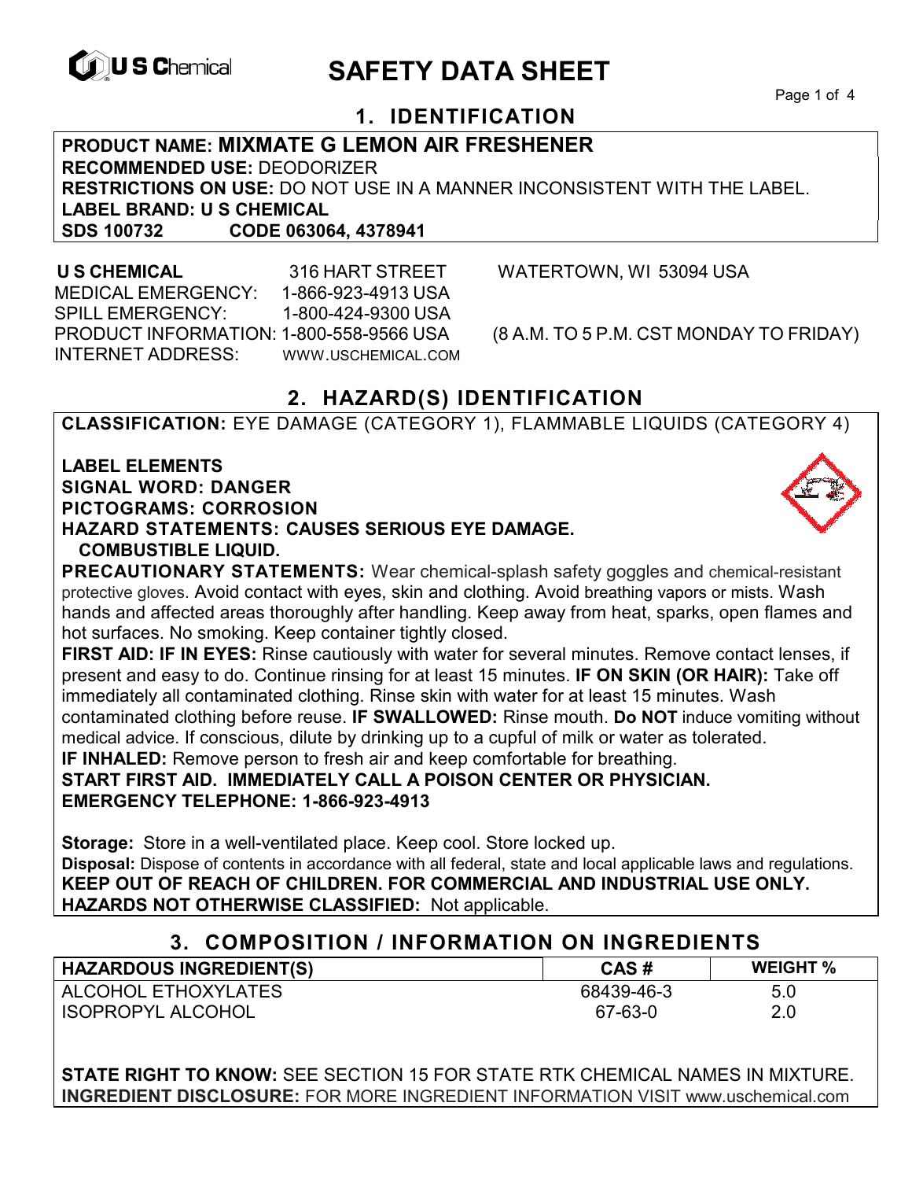U S Chemical

# SAFETY DATA SHEET

## 1. IDENTIFICATION

**PRODUCT NAME: MIXMATE G LEMON AIR FRESHENER**
**RECOMMENDED USE:** DEODORIZER
**RESTRICTIONS ON USE:** DO NOT USE IN A MANNER INCONSISTENT WITH THE LABEL.
**LABEL BRAND: U S CHEMICAL**
**SDS 100732 CODE 063064, 4378941**

**U S CHEMICAL** 316 HART STREET WATERTOWN, WI 53094 USA
MEDICAL EMERGENCY: 1-866-923-4913 USA
SPILL EMERGENCY: 1-800-424-9300 USA
PRODUCT INFORMATION: 1-800-558-9566 USA (8 A.M. TO 5 P.M. CST MONDAY TO FRIDAY)
INTERNET ADDRESS: WWW.USCHEMICAL.COM

## 2. HAZARD(S) IDENTIFICATION

**CLASSIFICATION:** EYE DAMAGE (CATEGORY 1), FLAMMABLE LIQUIDS (CATEGORY 4)

**LABEL ELEMENTS**
**SIGNAL WORD: DANGER**
**PICTOGRAMS: CORROSION**
**HAZARD STATEMENTS: CAUSES SERIOUS EYE DAMAGE. COMBUSTIBLE LIQUID.**

**PRECAUTIONARY STATEMENTS:** Wear chemical-splash safety goggles and chemical-resistant protective gloves. Avoid contact with eyes, skin and clothing. Avoid breathing vapors or mists. Wash hands and affected areas thoroughly after handling. Keep away from heat, sparks, open flames and hot surfaces. No smoking. Keep container tightly closed.

**FIRST AID: IF IN EYES:** Rinse cautiously with water for several minutes. Remove contact lenses, if present and easy to do. Continue rinsing for at least 15 minutes. **IF ON SKIN (OR HAIR):** Take off immediately all contaminated clothing. Rinse skin with water for at least 15 minutes. Wash contaminated clothing before reuse. **IF SWALLOWED:** Rinse mouth. **Do NOT** induce vomiting without medical advice. If conscious, dilute by drinking up to a cupful of milk or water as tolerated.
**IF INHALED:** Remove person to fresh air and keep comfortable for breathing.
**START FIRST AID. IMMEDIATELY CALL A POISON CENTER OR PHYSICIAN.**
**EMERGENCY TELEPHONE: 1-866-923-4913**

**Storage:** Store in a well-ventilated place. Keep cool. Store locked up.
**Disposal:** Dispose of contents in accordance with all federal, state and local applicable laws and regulations.
**KEEP OUT OF REACH OF CHILDREN. FOR COMMERCIAL AND INDUSTRIAL USE ONLY.**
**HAZARDS NOT OTHERWISE CLASSIFIED:** Not applicable.

## 3. COMPOSITION / INFORMATION ON INGREDIENTS

| HAZARDOUS INGREDIENT(S) | CAS # | WEIGHT % |
|---|---|---|
| ALCOHOL ETHOXYLATES | 68439-46-3 | 5.0 |
| ISOPROPYL ALCOHOL | 67-63-0 | 2.0 |

**STATE RIGHT TO KNOW:** SEE SECTION 15 FOR STATE RTK CHEMICAL NAMES IN MIXTURE.
**INGREDIENT DISCLOSURE:** FOR MORE INGREDIENT INFORMATION VISIT www.uschemical.com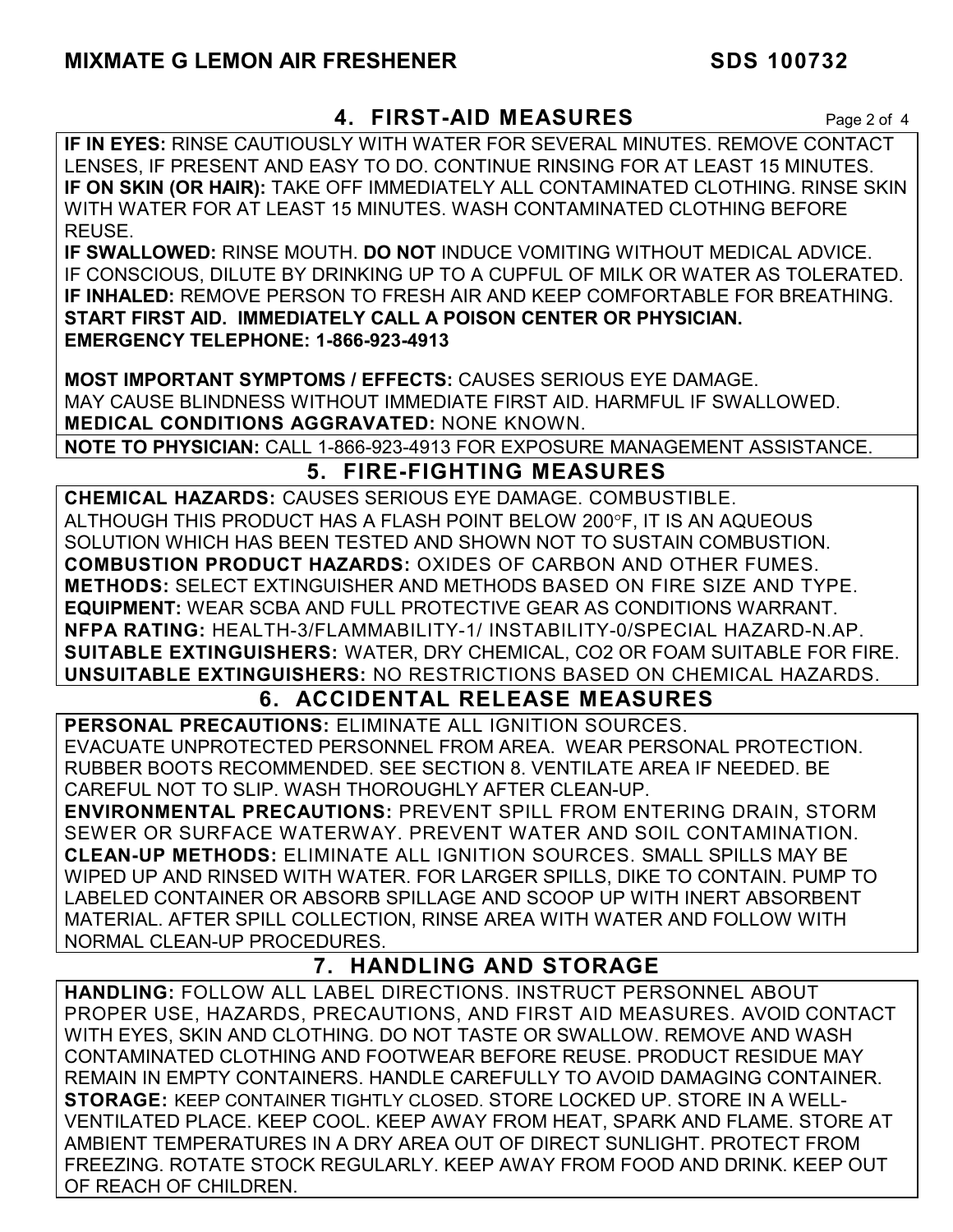## 4. FIRST-AID MEASURES

**IF IN EYES:** RINSE CAUTIOUSLY WITH WATER FOR SEVERAL MINUTES. REMOVE CONTACT LENSES, IF PRESENT AND EASY TO DO. CONTINUE RINSING FOR AT LEAST 15 MINUTES.
**IF ON SKIN (OR HAIR):** TAKE OFF IMMEDIATELY ALL CONTAMINATED CLOTHING. RINSE SKIN WITH WATER FOR AT LEAST 15 MINUTES. WASH CONTAMINATED CLOTHING BEFORE REUSE.
**IF SWALLOWED:** RINSE MOUTH. **DO NOT** INDUCE VOMITING WITHOUT MEDICAL ADVICE. IF CONSCIOUS, DILUTE BY DRINKING UP TO A CUPFUL OF MILK OR WATER AS TOLERATED.
**IF INHALED:** REMOVE PERSON TO FRESH AIR AND KEEP COMFORTABLE FOR BREATHING.
**START FIRST AID. IMMEDIATELY CALL A POISON CENTER OR PHYSICIAN.**
**EMERGENCY TELEPHONE: 1-866-923-4913**

**MOST IMPORTANT SYMPTOMS / EFFECTS:** CAUSES SERIOUS EYE DAMAGE. MAY CAUSE BLINDNESS WITHOUT IMMEDIATE FIRST AID. HARMFUL IF SWALLOWED.
**MEDICAL CONDITIONS AGGRAVATED:** NONE KNOWN.

**NOTE TO PHYSICIAN:** CALL 1-866-923-4913 FOR EXPOSURE MANAGEMENT ASSISTANCE.

## 5. FIRE-FIGHTING MEASURES

**CHEMICAL HAZARDS:** CAUSES SERIOUS EYE DAMAGE. COMBUSTIBLE. ALTHOUGH THIS PRODUCT HAS A FLASH POINT BELOW 200°F, IT IS AN AQUEOUS SOLUTION WHICH HAS BEEN TESTED AND SHOWN NOT TO SUSTAIN COMBUSTION.
**COMBUSTION PRODUCT HAZARDS:** OXIDES OF CARBON AND OTHER FUMES.
**METHODS:** SELECT EXTINGUISHER AND METHODS BASED ON FIRE SIZE AND TYPE.
**EQUIPMENT:** WEAR SCBA AND FULL PROTECTIVE GEAR AS CONDITIONS WARRANT.
**NFPA RATING:** HEALTH-3/FLAMMABILITY-1/ INSTABILITY-0/SPECIAL HAZARD-N.AP.
**SUITABLE EXTINGUISHERS:** WATER, DRY CHEMICAL, CO2 OR FOAM SUITABLE FOR FIRE.
**UNSUITABLE EXTINGUISHERS:** NO RESTRICTIONS BASED ON CHEMICAL HAZARDS.

## 6. ACCIDENTAL RELEASE MEASURES

**PERSONAL PRECAUTIONS:** ELIMINATE ALL IGNITION SOURCES. EVACUATE UNPROTECTED PERSONNEL FROM AREA. WEAR PERSONAL PROTECTION. RUBBER BOOTS RECOMMENDED. SEE SECTION 8. VENTILATE AREA IF NEEDED. BE CAREFUL NOT TO SLIP. WASH THOROUGHLY AFTER CLEAN-UP.
**ENVIRONMENTAL PRECAUTIONS:** PREVENT SPILL FROM ENTERING DRAIN, STORM SEWER OR SURFACE WATERWAY. PREVENT WATER AND SOIL CONTAMINATION.
**CLEAN-UP METHODS:** ELIMINATE ALL IGNITION SOURCES. SMALL SPILLS MAY BE WIPED UP AND RINSED WITH WATER. FOR LARGER SPILLS, DIKE TO CONTAIN. PUMP TO LABELED CONTAINER OR ABSORB SPILLAGE AND SCOOP UP WITH INERT ABSORBENT MATERIAL. AFTER SPILL COLLECTION, RINSE AREA WITH WATER AND FOLLOW WITH NORMAL CLEAN-UP PROCEDURES.

## 7. HANDLING AND STORAGE

**HANDLING:** FOLLOW ALL LABEL DIRECTIONS. INSTRUCT PERSONNEL ABOUT PROPER USE, HAZARDS, PRECAUTIONS, AND FIRST AID MEASURES. AVOID CONTACT WITH EYES, SKIN AND CLOTHING. DO NOT TASTE OR SWALLOW. REMOVE AND WASH CONTAMINATED CLOTHING AND FOOTWEAR BEFORE REUSE. PRODUCT RESIDUE MAY REMAIN IN EMPTY CONTAINERS. HANDLE CAREFULLY TO AVOID DAMAGING CONTAINER.
**STORAGE:** KEEP CONTAINER TIGHTLY CLOSED. STORE LOCKED UP. STORE IN A WELL-VENTILATED PLACE. KEEP COOL. KEEP AWAY FROM HEAT, SPARK AND FLAME. STORE AT AMBIENT TEMPERATURES IN A DRY AREA OUT OF DIRECT SUNLIGHT. PROTECT FROM FREEZING. ROTATE STOCK REGULARLY. KEEP AWAY FROM FOOD AND DRINK. KEEP OUT OF REACH OF CHILDREN.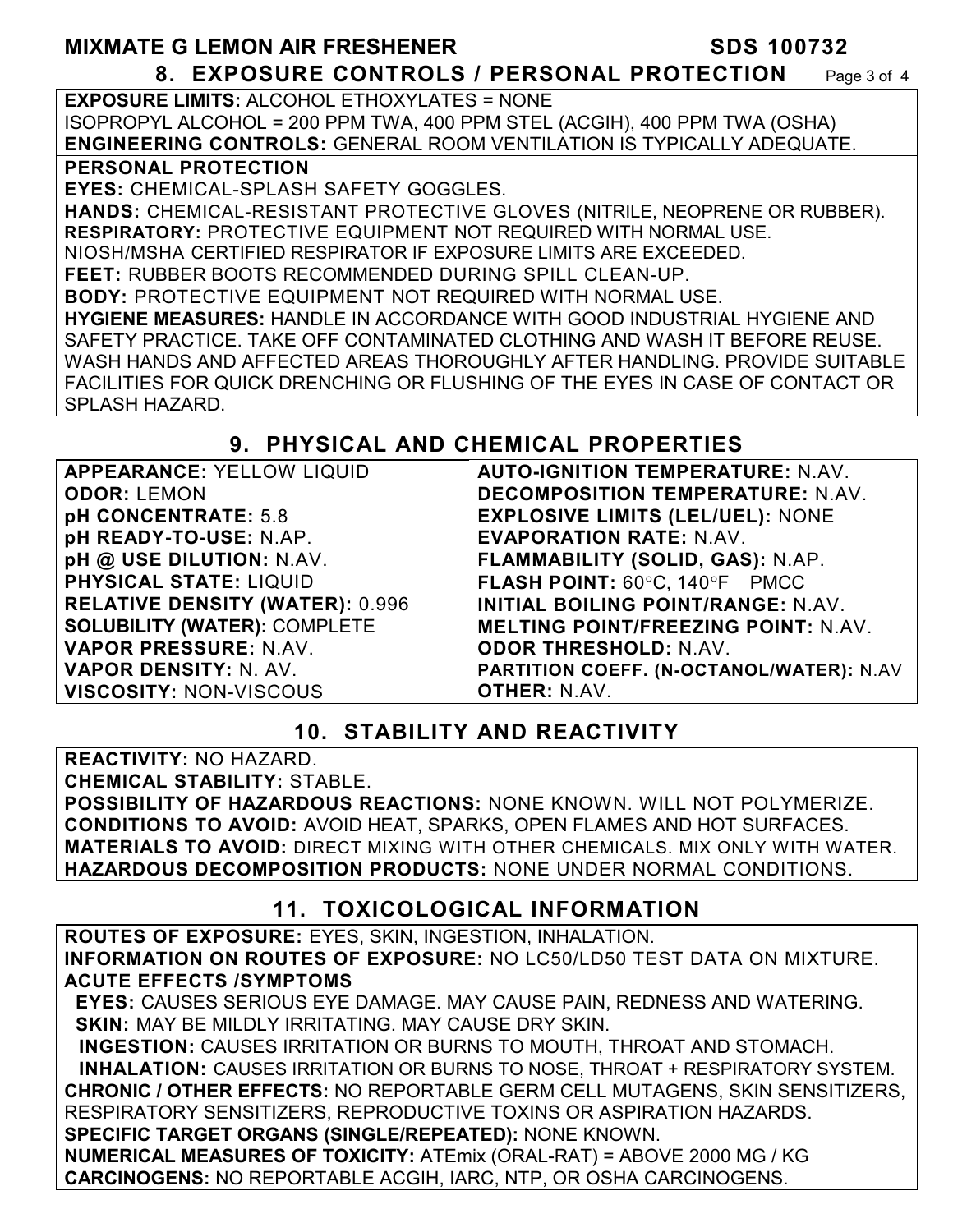## 8. EXPOSURE CONTROLS / PERSONAL PROTECTION

**EXPOSURE LIMITS:** ALCOHOL ETHOXYLATES = NONE
ISOPROPYL ALCOHOL = 200 PPM TWA, 400 PPM STEL (ACGIH), 400 PPM TWA (OSHA)
**ENGINEERING CONTROLS:** GENERAL ROOM VENTILATION IS TYPICALLY ADEQUATE.

**PERSONAL PROTECTION**
**EYES:** CHEMICAL-SPLASH SAFETY GOGGLES.
**HANDS:** CHEMICAL-RESISTANT PROTECTIVE GLOVES (NITRILE, NEOPRENE OR RUBBER).
**RESPIRATORY:** PROTECTIVE EQUIPMENT NOT REQUIRED WITH NORMAL USE.
NIOSH/MSHA CERTIFIED RESPIRATOR IF EXPOSURE LIMITS ARE EXCEEDED.
**FEET:** RUBBER BOOTS RECOMMENDED DURING SPILL CLEAN-UP.
**BODY:** PROTECTIVE EQUIPMENT NOT REQUIRED WITH NORMAL USE.
**HYGIENE MEASURES:** HANDLE IN ACCORDANCE WITH GOOD INDUSTRIAL HYGIENE AND SAFETY PRACTICE. TAKE OFF CONTAMINATED CLOTHING AND WASH IT BEFORE REUSE. WASH HANDS AND AFFECTED AREAS THOROUGHLY AFTER HANDLING. PROVIDE SUITABLE FACILITIES FOR QUICK DRENCHING OR FLUSHING OF THE EYES IN CASE OF CONTACT OR SPLASH HAZARD.

## 9. PHYSICAL AND CHEMICAL PROPERTIES

**APPEARANCE:** YELLOW LIQUID
**ODOR:** LEMON
**pH CONCENTRATE:** 5.8
**pH READY-TO-USE:** N.AP.
**pH @ USE DILUTION:** N.AV.
**PHYSICAL STATE:** LIQUID
**RELATIVE DENSITY (WATER):** 0.996
**SOLUBILITY (WATER):** COMPLETE
**VAPOR PRESSURE:** N.AV.
**VAPOR DENSITY:** N. AV.
**VISCOSITY:** NON-VISCOUS

**AUTO-IGNITION TEMPERATURE:** N.AV.
**DECOMPOSITION TEMPERATURE:** N.AV.
**EXPLOSIVE LIMITS (LEL/UEL):** NONE
**EVAPORATION RATE:** N.AV.
**FLAMMABILITY (SOLID, GAS):** N.AP.
**FLASH POINT:** 60°C, 140°F PMCC
**INITIAL BOILING POINT/RANGE:** N.AV.
**MELTING POINT/FREEZING POINT:** N.AV.
**ODOR THRESHOLD:** N.AV.
**PARTITION COEFF. (N-OCTANOL/WATER):** N.AV
**OTHER:** N.AV.

## 10. STABILITY AND REACTIVITY

**REACTIVITY:** NO HAZARD.
**CHEMICAL STABILITY:** STABLE.
**POSSIBILITY OF HAZARDOUS REACTIONS:** NONE KNOWN. WILL NOT POLYMERIZE.
**CONDITIONS TO AVOID:** AVOID HEAT, SPARKS, OPEN FLAMES AND HOT SURFACES.
**MATERIALS TO AVOID:** DIRECT MIXING WITH OTHER CHEMICALS. MIX ONLY WITH WATER.
**HAZARDOUS DECOMPOSITION PRODUCTS:** NONE UNDER NORMAL CONDITIONS.

## 11. TOXICOLOGICAL INFORMATION

**ROUTES OF EXPOSURE:** EYES, SKIN, INGESTION, INHALATION.
**INFORMATION ON ROUTES OF EXPOSURE:** NO LC50/LD50 TEST DATA ON MIXTURE.
**ACUTE EFFECTS /SYMPTOMS**
**EYES:** CAUSES SERIOUS EYE DAMAGE. MAY CAUSE PAIN, REDNESS AND WATERING.
**SKIN:** MAY BE MILDLY IRRITATING. MAY CAUSE DRY SKIN.
**INGESTION:** CAUSES IRRITATION OR BURNS TO MOUTH, THROAT AND STOMACH.
**INHALATION:** CAUSES IRRITATION OR BURNS TO NOSE, THROAT + RESPIRATORY SYSTEM.
**CHRONIC / OTHER EFFECTS:** NO REPORTABLE GERM CELL MUTAGENS, SKIN SENSITIZERS, RESPIRATORY SENSITIZERS, REPRODUCTIVE TOXINS OR ASPIRATION HAZARDS.
**SPECIFIC TARGET ORGANS (SINGLE/REPEATED):** NONE KNOWN.
**NUMERICAL MEASURES OF TOXICITY:** ATEmix (ORAL-RAT) = ABOVE 2000 MG / KG
**CARCINOGENS:** NO REPORTABLE ACGIH, IARC, NTP, OR OSHA CARCINOGENS.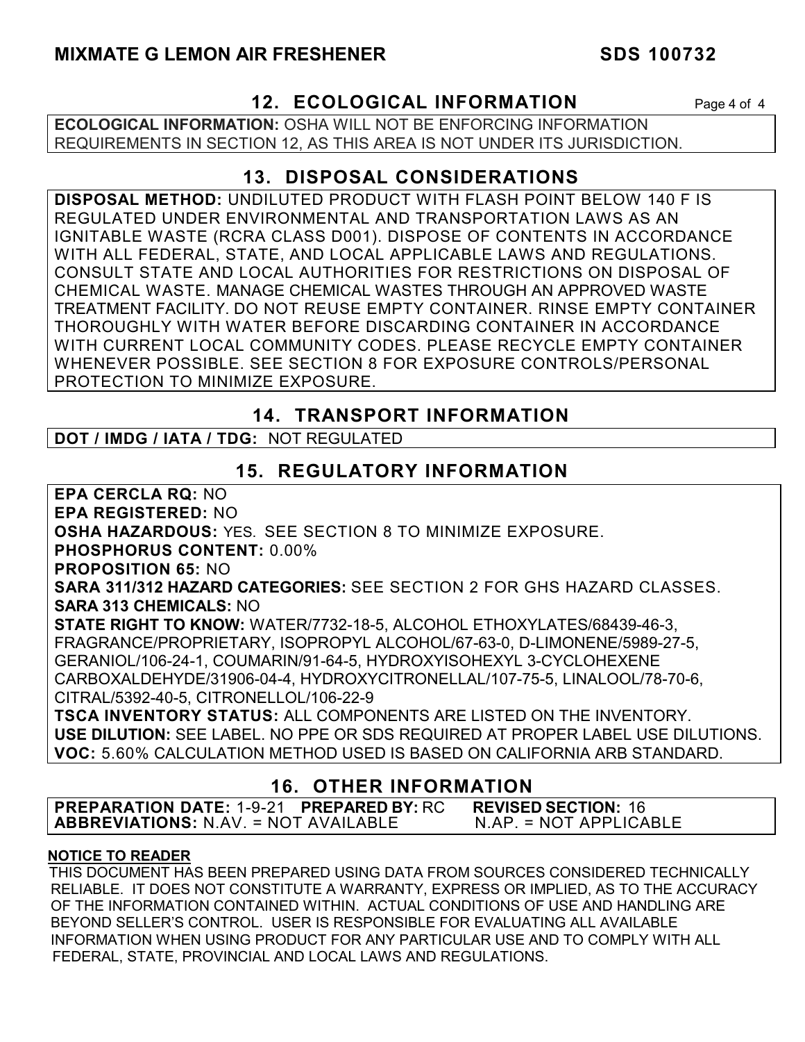## 12. ECOLOGICAL INFORMATION

**ECOLOGICAL INFORMATION:** OSHA WILL NOT BE ENFORCING INFORMATION REQUIREMENTS IN SECTION 12, AS THIS AREA IS NOT UNDER ITS JURISDICTION.

## 13. DISPOSAL CONSIDERATIONS

**DISPOSAL METHOD:** UNDILUTED PRODUCT WITH FLASH POINT BELOW 140 F IS REGULATED UNDER ENVIRONMENTAL AND TRANSPORTATION LAWS AS AN IGNITABLE WASTE (RCRA CLASS D001). DISPOSE OF CONTENTS IN ACCORDANCE WITH ALL FEDERAL, STATE, AND LOCAL APPLICABLE LAWS AND REGULATIONS. CONSULT STATE AND LOCAL AUTHORITIES FOR RESTRICTIONS ON DISPOSAL OF CHEMICAL WASTE. MANAGE CHEMICAL WASTES THROUGH AN APPROVED WASTE TREATMENT FACILITY. DO NOT REUSE EMPTY CONTAINER. RINSE EMPTY CONTAINER THOROUGHLY WITH WATER BEFORE DISCARDING CONTAINER IN ACCORDANCE WITH CURRENT LOCAL COMMUNITY CODES. PLEASE RECYCLE EMPTY CONTAINER WHENEVER POSSIBLE. SEE SECTION 8 FOR EXPOSURE CONTROLS/PERSONAL PROTECTION TO MINIMIZE EXPOSURE.

## 14. TRANSPORT INFORMATION

**DOT / IMDG / IATA / TDG:** NOT REGULATED

## 15. REGULATORY INFORMATION

**EPA CERCLA RQ:** NO
**EPA REGISTERED:** NO
**OSHA HAZARDOUS:** YES. SEE SECTION 8 TO MINIMIZE EXPOSURE.
**PHOSPHORUS CONTENT:** 0.00%
**PROPOSITION 65:** NO
**SARA 311/312 HAZARD CATEGORIES:** SEE SECTION 2 FOR GHS HAZARD CLASSES.
**SARA 313 CHEMICALS:** NO
**STATE RIGHT TO KNOW:** WATER/7732-18-5, ALCOHOL ETHOXYLATES/68439-46-3, FRAGRANCE/PROPRIETARY, ISOPROPYL ALCOHOL/67-63-0, D-LIMONENE/5989-27-5, GERANIOL/106-24-1, COUMARIN/91-64-5, HYDROXYISOHEXYL 3-CYCLOHEXENE CARBOXALDEHYDE/31906-04-4, HYDROXYCITRONELLAL/107-75-5, LINALOOL/78-70-6, CITRAL/5392-40-5, CITRONELLOL/106-22-9
**TSCA INVENTORY STATUS:** ALL COMPONENTS ARE LISTED ON THE INVENTORY.
**USE DILUTION:** SEE LABEL. NO PPE OR SDS REQUIRED AT PROPER LABEL USE DILUTIONS.
**VOC:** 5.60% CALCULATION METHOD USED IS BASED ON CALIFORNIA ARB STANDARD.

## 16. OTHER INFORMATION

**PREPARATION DATE:** 1-9-21 **PREPARED BY:** RC **REVISED SECTION:** 16
**ABBREVIATIONS:** N.AV. = NOT AVAILABLE N.AP. = NOT APPLICABLE

**NOTICE TO READER**

THIS DOCUMENT HAS BEEN PREPARED USING DATA FROM SOURCES CONSIDERED TECHNICALLY RELIABLE. IT DOES NOT CONSTITUTE A WARRANTY, EXPRESS OR IMPLIED, AS TO THE ACCURACY OF THE INFORMATION CONTAINED WITHIN. ACTUAL CONDITIONS OF USE AND HANDLING ARE BEYOND SELLER'S CONTROL. USER IS RESPONSIBLE FOR EVALUATING ALL AVAILABLE INFORMATION WHEN USING PRODUCT FOR ANY PARTICULAR USE AND TO COMPLY WITH ALL FEDERAL, STATE, PROVINCIAL AND LOCAL LAWS AND REGULATIONS.